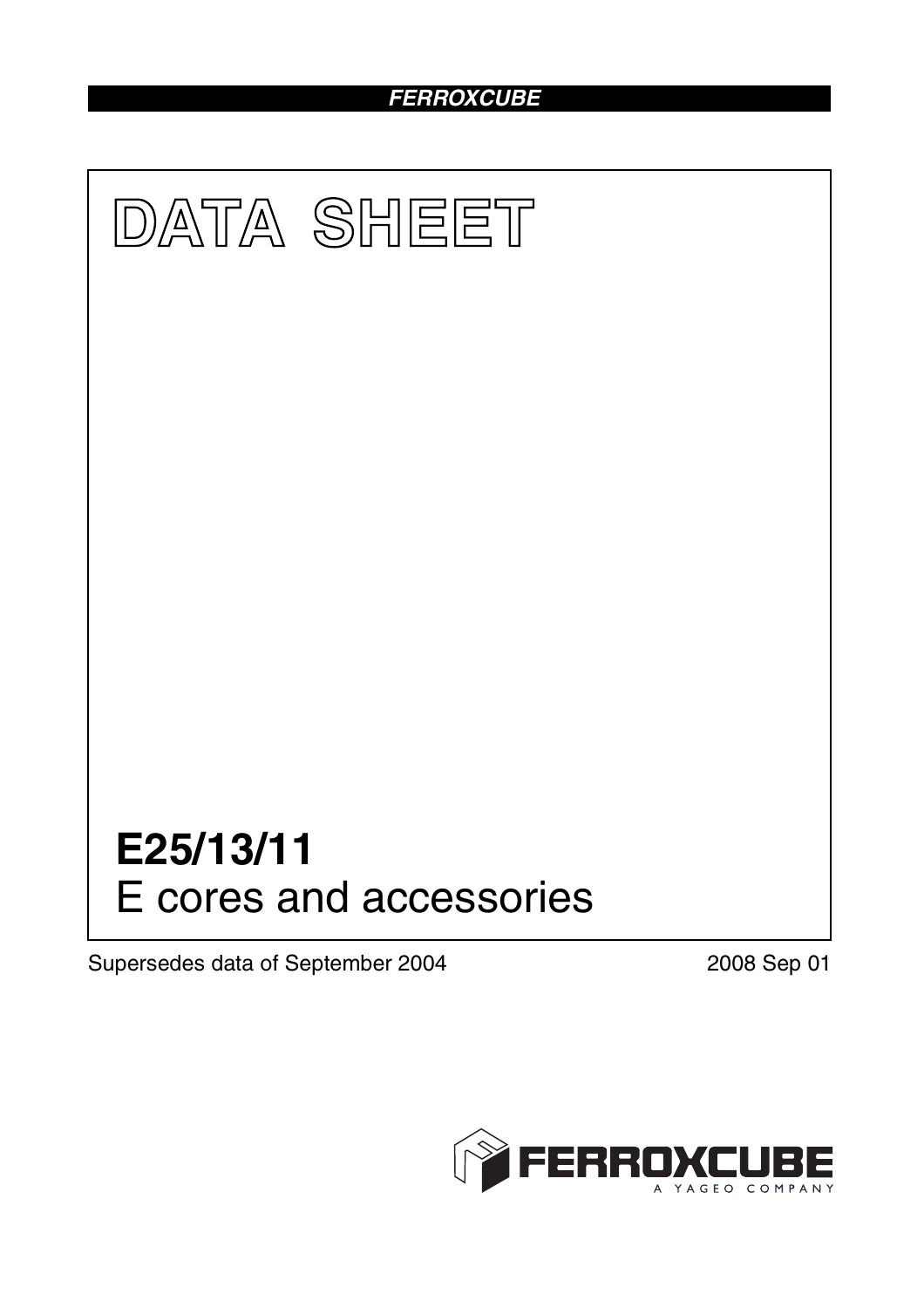FERROXCUBE

# DATA SHEET

# E25/13/11
E cores and accessories

Supersedes data of September 2004

2008 Sep 01

FERROXCUBE
A YAGEO COMPANY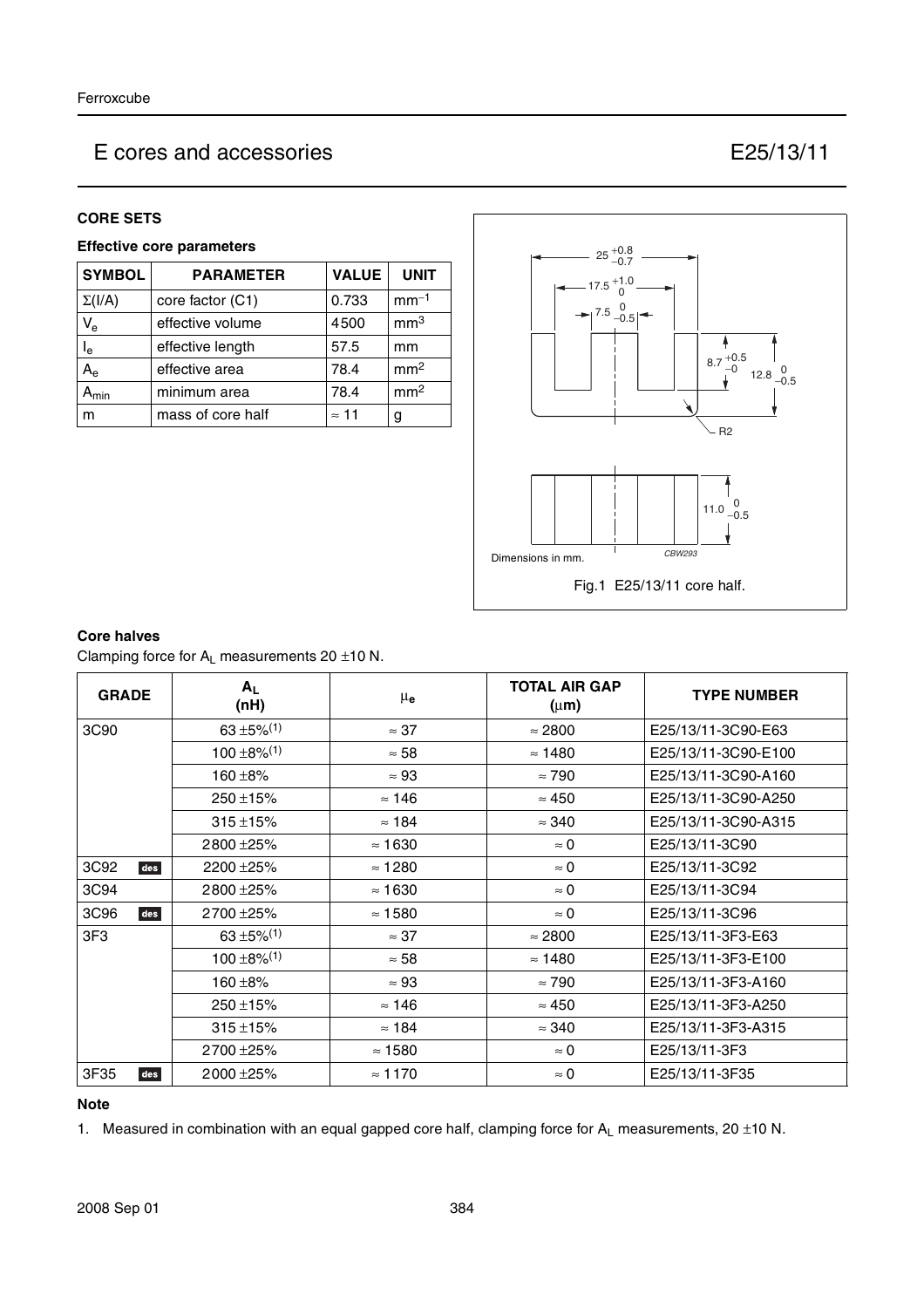# E cores and accessories E25/13/11

## CORE SETS

### Effective core parameters

| SYMBOL | PARAMETER | VALUE | UNIT |
|---|---|---|---|
| $\Sigma(I/A)$ | core factor (C1) | 0.733 | $mm^{-1}$ |
| $V_e$ | effective volume | 4500 | $mm^3$ |
| $l_e$ | effective length | 57.5 | mm |
| $A_e$ | effective area | 78.4 | $mm^2$ |
| $A_{min}$ | minimum area | 78.4 | $mm^2$ |
| m | mass of core half | ≈ 11 | g |

Dimensions in mm.

Fig.1 E25/13/11 core half.

### Core halves

Clamping force for $A_L$ measurements 20 ±10 N.

| GRADE | $A_L$ (nH) | $\mu_e$ | TOTAL AIR GAP (μm) | TYPE NUMBER |
|---|---|---|---|---|
| 3C90 | 63 ±5%(1) | ≈ 37 | ≈ 2800 | E25/13/11-3C90-E63 |
| | 100 ±8%(1) | ≈ 58 | ≈ 1480 | E25/13/11-3C90-E100 |
| | 160 ±8% | ≈ 93 | ≈ 790 | E25/13/11-3C90-A160 |
| | 250 ±15% | ≈ 146 | ≈ 450 | E25/13/11-3C90-A250 |
| | 315 ±15% | ≈ 184 | ≈ 340 | E25/13/11-3C90-A315 |
| | 2800 ±25% | ≈ 1630 | ≈ 0 | E25/13/11-3C90 |
| 3C92 des | 2200 ±25% | ≈ 1280 | ≈ 0 | E25/13/11-3C92 |
| 3C94 | 2800 ±25% | ≈ 1630 | ≈ 0 | E25/13/11-3C94 |
| 3C96 des | 2700 ±25% | ≈ 1580 | ≈ 0 | E25/13/11-3C96 |
| 3F3 | 63 ±5%(1) | ≈ 37 | ≈ 2800 | E25/13/11-3F3-E63 |
| | 100 ±8%(1) | ≈ 58 | ≈ 1480 | E25/13/11-3F3-E100 |
| | 160 ±8% | ≈ 93 | ≈ 790 | E25/13/11-3F3-A160 |
| | 250 ±15% | ≈ 146 | ≈ 450 | E25/13/11-3F3-A250 |
| | 315 ±15% | ≈ 184 | ≈ 340 | E25/13/11-3F3-A315 |
| | 2700 ±25% | ≈ 1580 | ≈ 0 | E25/13/11-3F3 |
| 3F35 des | 2000 ±25% | ≈ 1170 | ≈ 0 | E25/13/11-3F35 |

**Note**

1. Measured in combination with an equal gapped core half, clamping force for $A_L$ measurements, 20 ±10 N.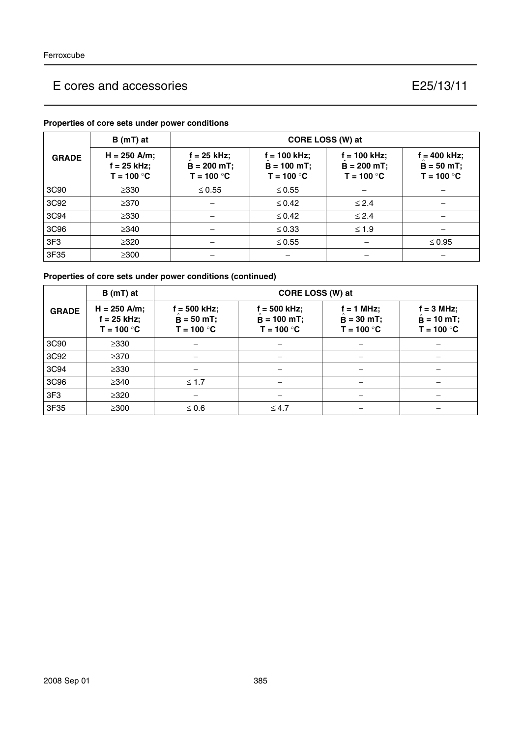# E cores and accessories E25/13/11

**Properties of core sets under power conditions**

| GRADE | B (mT) at | CORE LOSS (W) at | | | |
|---|---|---|---|---|---|
| | H = 250 A/m; f = 25 kHz; T = 100 °C | f = 25 kHz; $\hat{B}$ = 200 mT; T = 100 °C | f = 100 kHz; $\hat{B}$ = 100 mT; T = 100 °C | f = 100 kHz; $\hat{B}$ = 200 mT; T = 100 °C | f = 400 kHz; $\hat{B}$ = 50 mT; T = 100 °C |
| 3C90 | ≥330 | ≤ 0.55 | ≤ 0.55 | − | − |
| 3C92 | ≥370 | − | ≤ 0.42 | ≤ 2.4 | − |
| 3C94 | ≥330 | − | ≤ 0.42 | ≤ 2.4 | − |
| 3C96 | ≥340 | − | ≤ 0.33 | ≤ 1.9 | − |
| 3F3 | ≥320 | − | ≤ 0.55 | − | ≤ 0.95 |
| 3F35 | ≥300 | − | − | − | − |

**Properties of core sets under power conditions (continued)**

| GRADE | B (mT) at | CORE LOSS (W) at | | | |
|---|---|---|---|---|---|
| | H = 250 A/m; f = 25 kHz; T = 100 °C | f = 500 kHz; $\hat{B}$ = 50 mT; T = 100 °C | f = 500 kHz; $\hat{B}$ = 100 mT; T = 100 °C | f = 1 MHz; $\hat{B}$ = 30 mT; T = 100 °C | f = 3 MHz; $\hat{B}$ = 10 mT; T = 100 °C |
| 3C90 | ≥330 | − | − | − | − |
| 3C92 | ≥370 | − | − | − | − |
| 3C94 | ≥330 | − | − | − | − |
| 3C96 | ≥340 | ≤ 1.7 | − | − | − |
| 3F3 | ≥320 | − | − | − | − |
| 3F35 | ≥300 | ≤ 0.6 | ≤ 4.7 | − | − |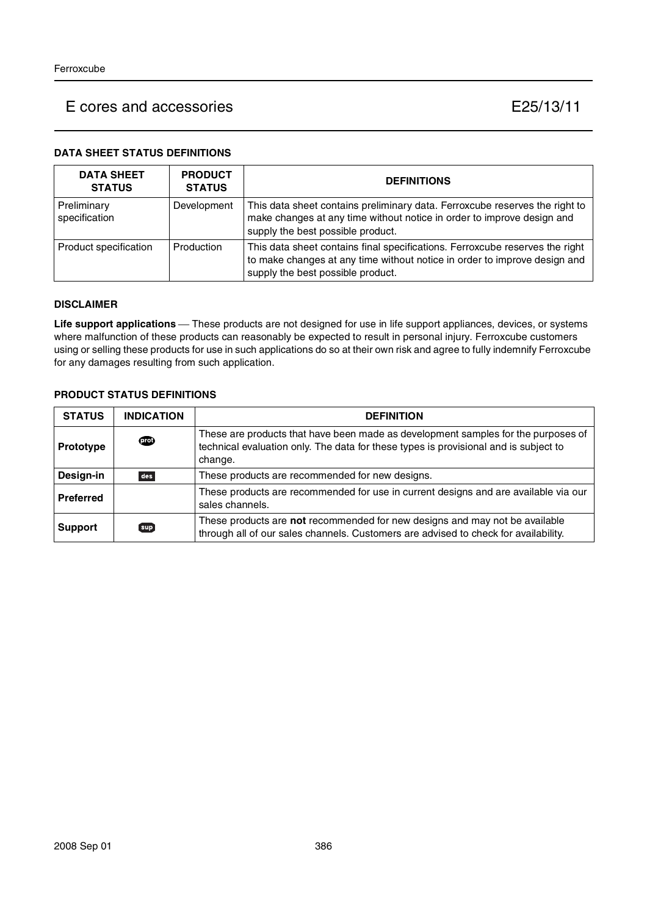# E cores and accessories — E25/13/11

## DATA SHEET STATUS DEFINITIONS

| DATA SHEET STATUS | PRODUCT STATUS | DEFINITIONS |
|---|---|---|
| Preliminary specification | Development | This data sheet contains preliminary data. Ferroxcube reserves the right to make changes at any time without notice in order to improve design and supply the best possible product. |
| Product specification | Production | This data sheet contains final specifications. Ferroxcube reserves the right to make changes at any time without notice in order to improve design and supply the best possible product. |

## DISCLAIMER

**Life support applications** — These products are not designed for use in life support appliances, devices, or systems where malfunction of these products can reasonably be expected to result in personal injury. Ferroxcube customers using or selling these products for use in such applications do so at their own risk and agree to fully indemnify Ferroxcube for any damages resulting from such application.

## PRODUCT STATUS DEFINITIONS

| STATUS | INDICATION | DEFINITION |
|---|---|---|
| **Prototype** | prot | These are products that have been made as development samples for the purposes of technical evaluation only. The data for these types is provisional and is subject to change. |
| **Design-in** | des | These products are recommended for new designs. |
| **Preferred** | | These products are recommended for use in current designs and are available via our sales channels. |
| **Support** | sup | These products are **not** recommended for new designs and may not be available through all of our sales channels. Customers are advised to check for availability. |